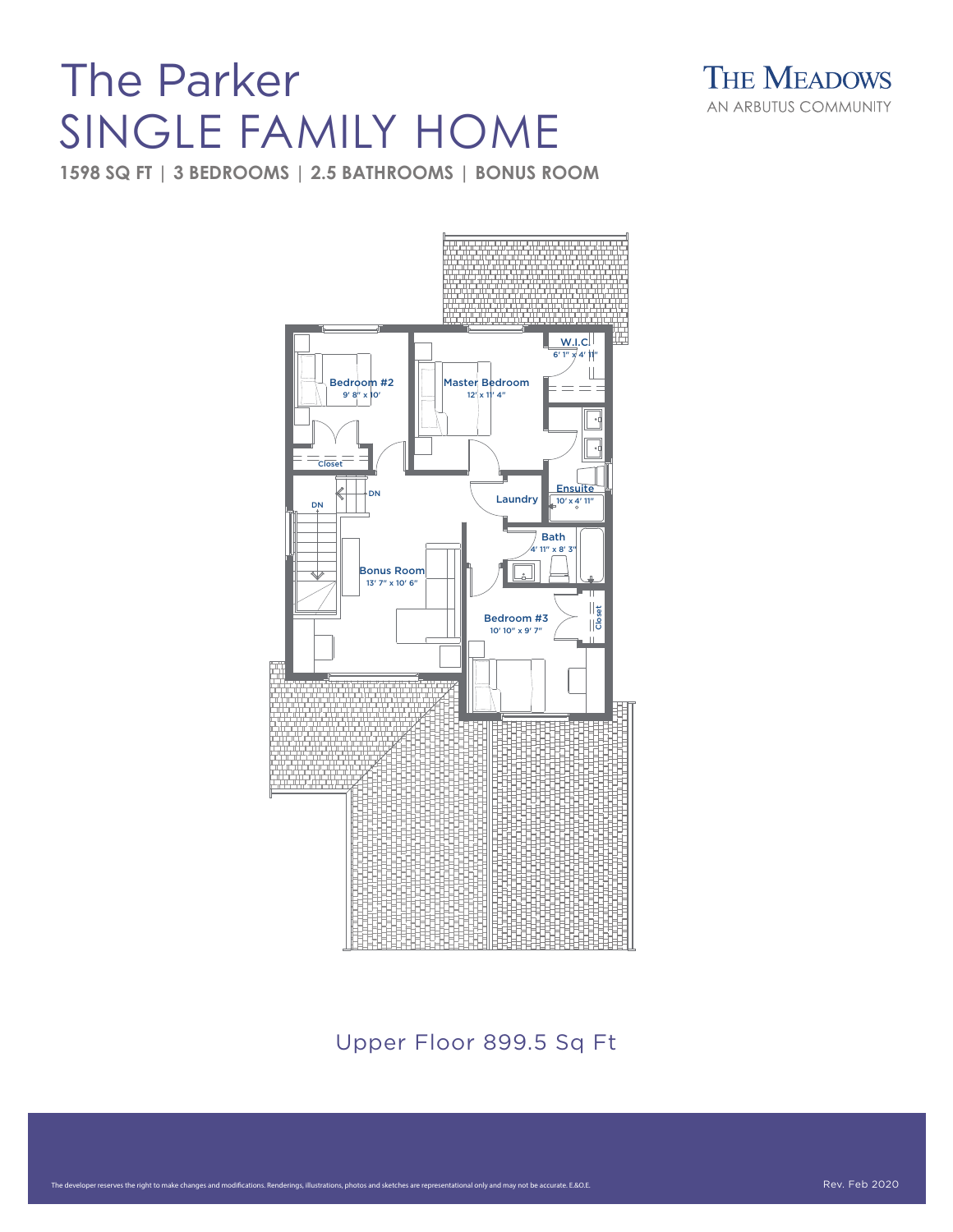# The Parker
# SINGLE FAMILY HOME

**1598 SQ FT | 3 BEDROOMS | 2.5 BATHROOMS | BONUS ROOM**

THE MEADOWS
AN ARBUTUS COMMUNITY

W.I.C
6' 1" x 4' 11"

Bedroom #2
9' 8" x 10'

Master Bedroom
12' x 11' 4"

Closet

DN

DN

Laundry

Ensuite
10' x 4' 11"

Bath
4' 11" x 8' 3"

Bonus Room
13' 7" x 10' 6"

Bedroom #3
10' 10" x 9' 7"

Closet

Upper Floor 899.5 Sq Ft

The developer reserves the right to make changes and modifications. Renderings, illustrations, photos and sketches are representational only and may not be accurate. E.&O.E.

Rev. Feb 2020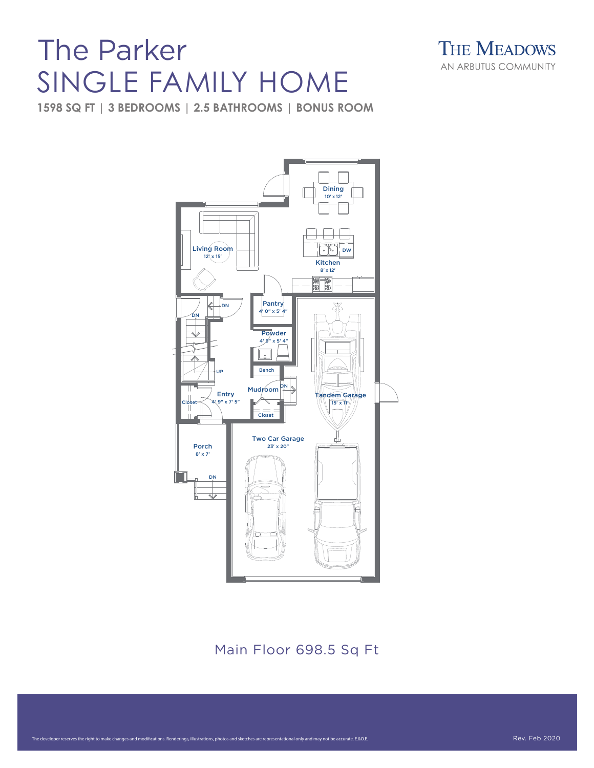# The Parker
# SINGLE FAMILY HOME

**1598 SQ FT | 3 BEDROOMS | 2.5 BATHROOMS | BONUS ROOM**

THE MEADOWS
AN ARBUTUS COMMUNITY

Dining
10' x 12'

Living Room
12' x 15'

DW

Kitchen
8' x 12'

DN

Pantry
4' 0" x 5' 4"

DN

Powder
4' 9" x 5' 4"

UP

Bench

Mudroom

DN

Entry
4' 9" x 7' 5"

Closet

Closet

Tandem Garage
15' x 11"

Two Car Garage
23' x 20"

Porch
8' x 7'

DN

Main Floor 698.5 Sq Ft

The developer reserves the right to make changes and modifications. Renderings, illustrations, photos and sketches are representational only and may not be accurate. E.&O.E.

Rev. Feb 2020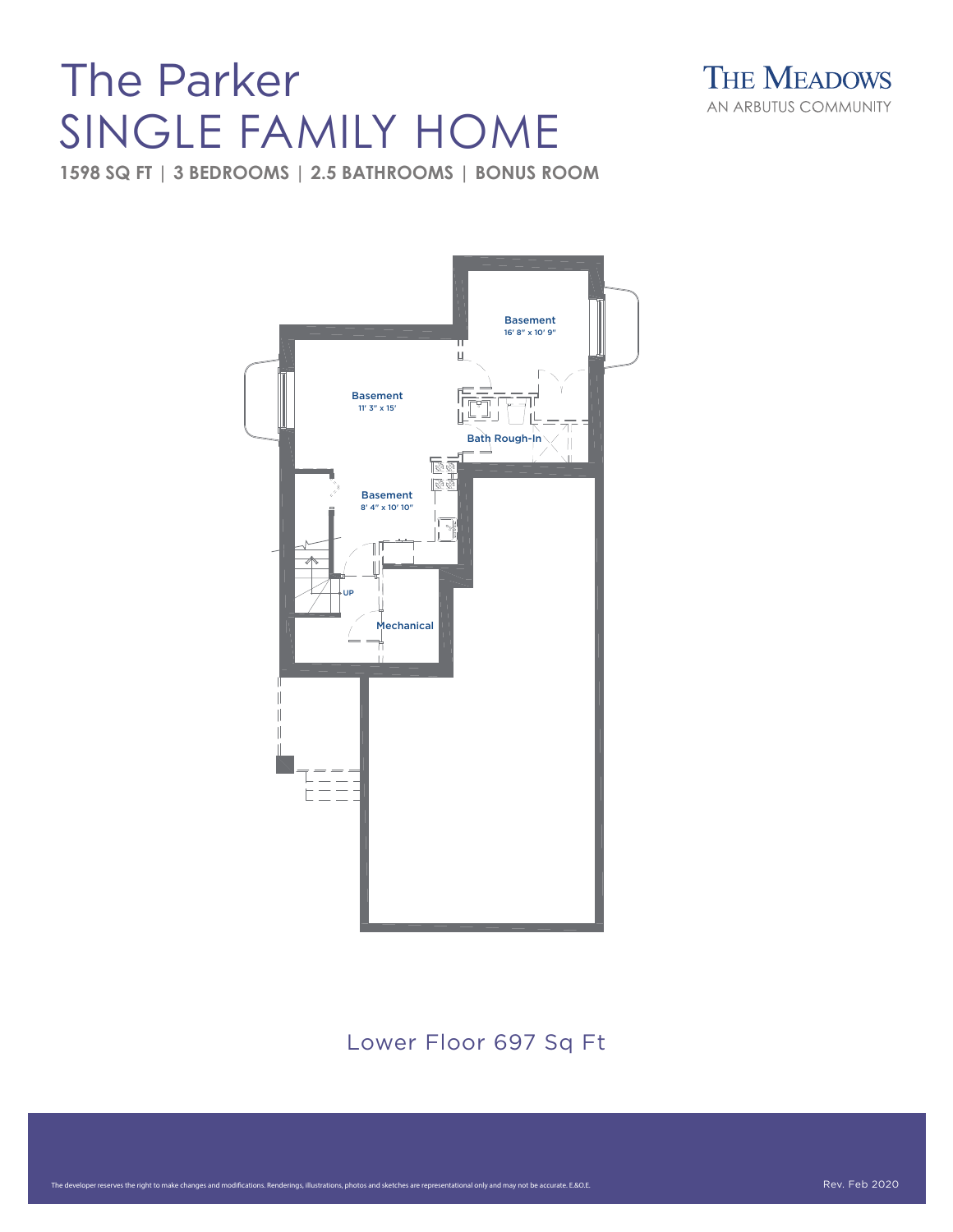# The Parker
# SINGLE FAMILY HOME

**1598 SQ FT | 3 BEDROOMS | 2.5 BATHROOMS | BONUS ROOM**

THE MEADOWS
AN ARBUTUS COMMUNITY

Basement
16' 8" x 10' 9"

Basement
11' 3" x 15'

Bath Rough-In

Basement
8' 4" x 10' 10"

UP

Mechanical

Lower Floor 697 Sq Ft

The developer reserves the right to make changes and modifications. Renderings, illustrations, photos and sketches are representational only and may not be accurate. E.&O.E.

Rev. Feb 2020